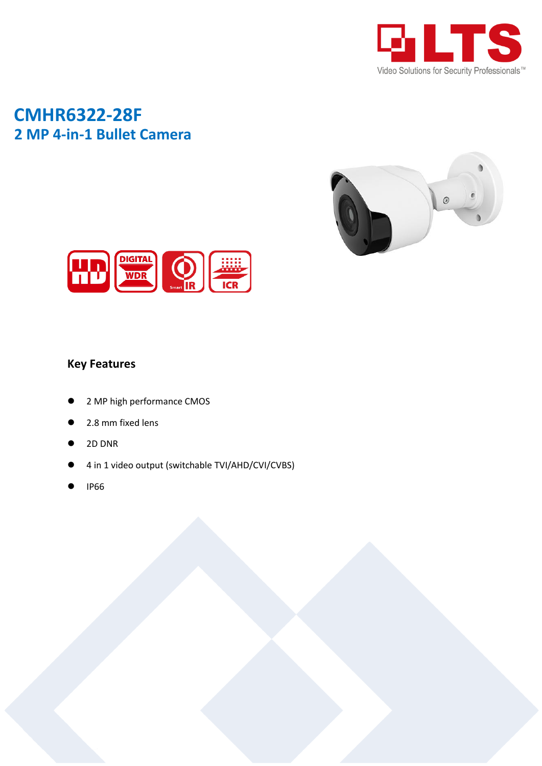# CMHR6322-28F

## 2 MP 4-in-1 Bullet Camera

### Key Features

- 2 MP high performance CMOS
- 2.8 mm fixed lens
- 2D DNR
- 4 in 1 video output (switchable TVI/AHD/CVI/CVBS)
- IP66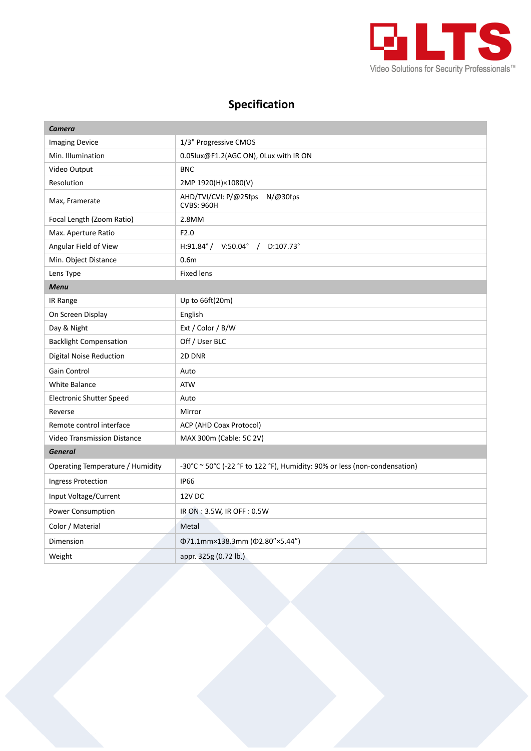## Specification

| Camera | |
|---|---|
| Imaging Device | 1/3" Progressive CMOS |
| Min. Illumination | 0.05lux@F1.2(AGC ON), 0Lux with IR ON |
| Video Output | BNC |
| Resolution | 2MP 1920(H)×1080(V) |
| Max, Framerate | AHD/TVI/CVI: P/@25fps N/@30fps<br>CVBS: 960H |
| Focal Length (Zoom Ratio) | 2.8MM |
| Max. Aperture Ratio | F2.0 |
| Angular Field of View | H:91.84° / V:50.04° / D:107.73° |
| Min. Object Distance | 0.6m |
| Lens Type | Fixed lens |
| ***Menu*** | |
| IR Range | Up to 66ft(20m) |
| On Screen Display | English |
| Day & Night | Ext / Color / B/W |
| Backlight Compensation | Off / User BLC |
| Digital Noise Reduction | 2D DNR |
| Gain Control | Auto |
| White Balance | ATW |
| Electronic Shutter Speed | Auto |
| Reverse | Mirror |
| Remote control interface | ACP (AHD Coax Protocol) |
| Video Transmission Distance | MAX 300m (Cable: 5C 2V) |
| ***General*** | |
| Operating Temperature / Humidity | -30°C ~ 50°C (-22 °F to 122 °F), Humidity: 90% or less (non-condensation) |
| Ingress Protection | IP66 |
| Input Voltage/Current | 12V DC |
| Power Consumption | IR ON : 3.5W, IR OFF : 0.5W |
| Color / Material | Metal |
| Dimension | Φ71.1mm×138.3mm (Φ2.80"×5.44") |
| Weight | appr. 325g (0.72 lb.) |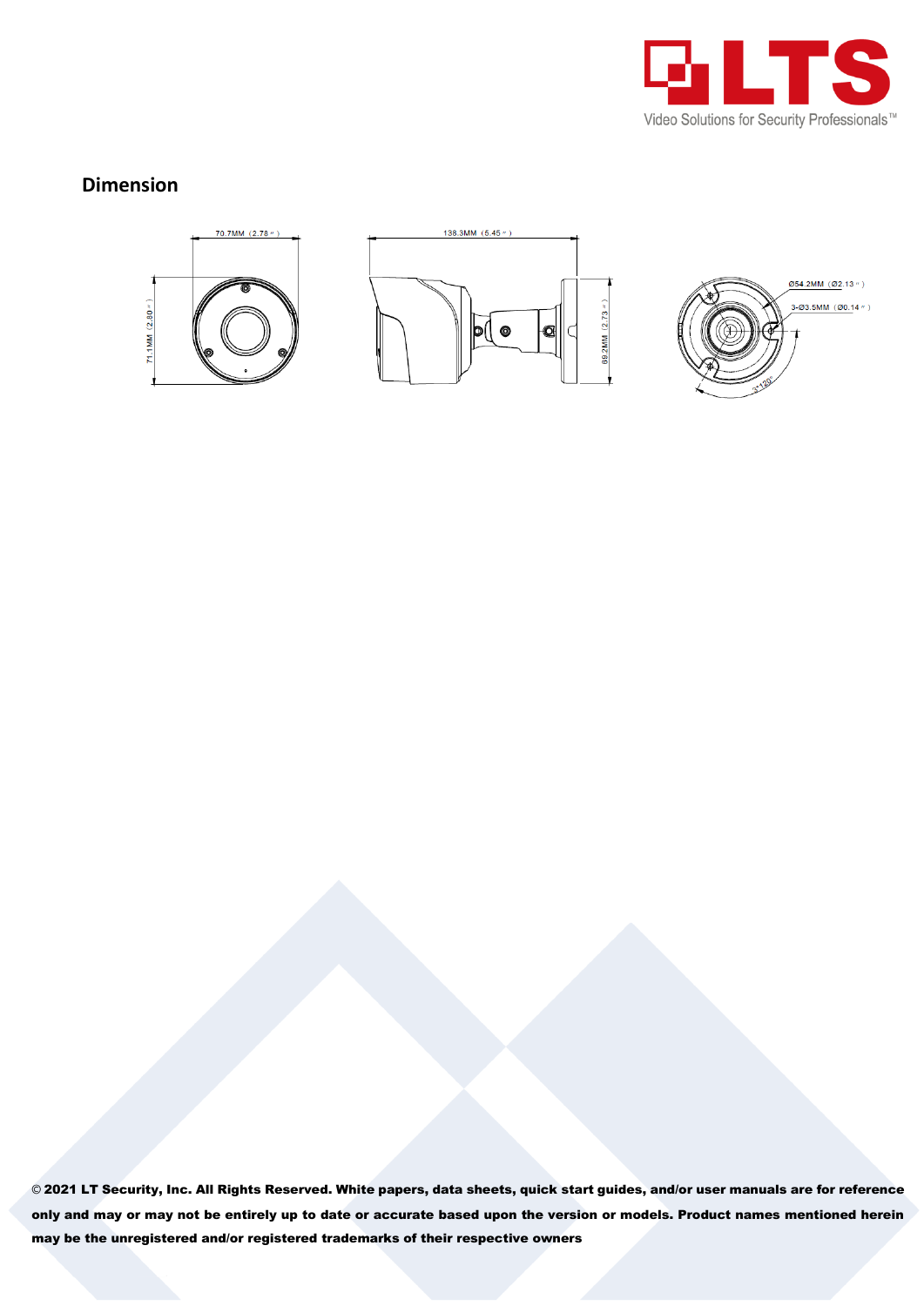## Dimension

70.7MM（2.78"）

71.1MM（2.80"）

138.3MM（5.45"）

69.2MM（2.73"）

Ø54.2MM（Ø2.13"）

3-Ø3.5MM（Ø0.14"）

3*120°

© 2021 LT Security, Inc. All Rights Reserved. White papers, data sheets, quick start guides, and/or user manuals are for reference only and may or may not be entirely up to date or accurate based upon the version or models. Product names mentioned herein may be the unregistered and/or registered trademarks of their respective owners